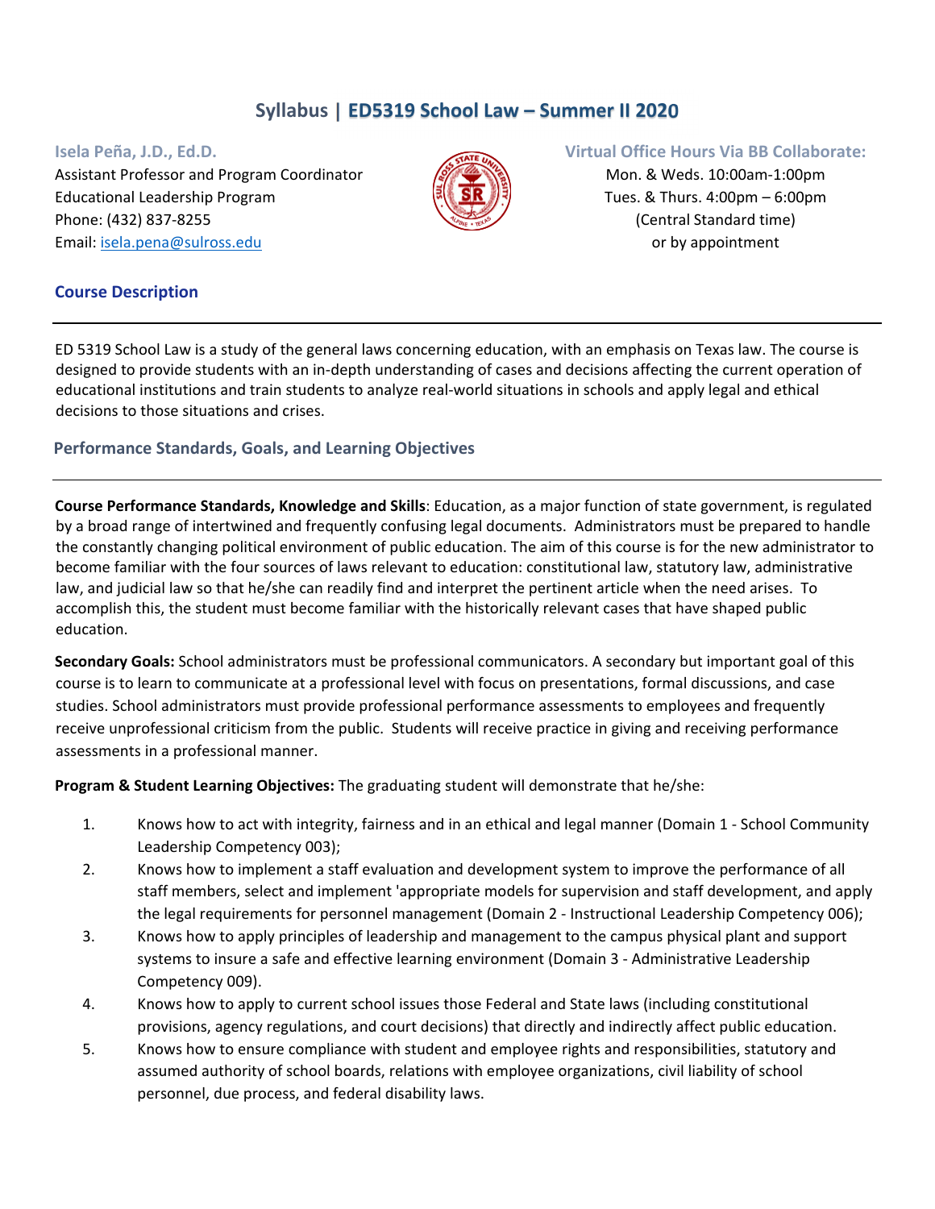# Syllabus | ED5319 School Law – Summer II 2020

**Isela Peña, J.D., Ed.D.**
Assistant Professor and Program Coordinator
Educational Leadership Program
Phone: (432) 837-8255
Email: isela.pena@sulross.edu

**Virtual Office Hours Via BB Collaborate:**
Mon. & Weds. 10:00am-1:00pm
Tues. & Thurs. 4:00pm – 6:00pm
(Central Standard time)
or by appointment

## Course Description

ED 5319 School Law is a study of the general laws concerning education, with an emphasis on Texas law. The course is designed to provide students with an in-depth understanding of cases and decisions affecting the current operation of educational institutions and train students to analyze real-world situations in schools and apply legal and ethical decisions to those situations and crises.

## Performance Standards, Goals, and Learning Objectives

**Course Performance Standards, Knowledge and Skills**: Education, as a major function of state government, is regulated by a broad range of intertwined and frequently confusing legal documents. Administrators must be prepared to handle the constantly changing political environment of public education. The aim of this course is for the new administrator to become familiar with the four sources of laws relevant to education: constitutional law, statutory law, administrative law, and judicial law so that he/she can readily find and interpret the pertinent article when the need arises. To accomplish this, the student must become familiar with the historically relevant cases that have shaped public education.

**Secondary Goals:** School administrators must be professional communicators. A secondary but important goal of this course is to learn to communicate at a professional level with focus on presentations, formal discussions, and case studies. School administrators must provide professional performance assessments to employees and frequently receive unprofessional criticism from the public. Students will receive practice in giving and receiving performance assessments in a professional manner.

**Program & Student Learning Objectives:** The graduating student will demonstrate that he/she:

1. Knows how to act with integrity, fairness and in an ethical and legal manner (Domain 1 - School Community Leadership Competency 003);
2. Knows how to implement a staff evaluation and development system to improve the performance of all staff members, select and implement 'appropriate models for supervision and staff development, and apply the legal requirements for personnel management (Domain 2 - Instructional Leadership Competency 006);
3. Knows how to apply principles of leadership and management to the campus physical plant and support systems to insure a safe and effective learning environment (Domain 3 - Administrative Leadership Competency 009).
4. Knows how to apply to current school issues those Federal and State laws (including constitutional provisions, agency regulations, and court decisions) that directly and indirectly affect public education.
5. Knows how to ensure compliance with student and employee rights and responsibilities, statutory and assumed authority of school boards, relations with employee organizations, civil liability of school personnel, due process, and federal disability laws.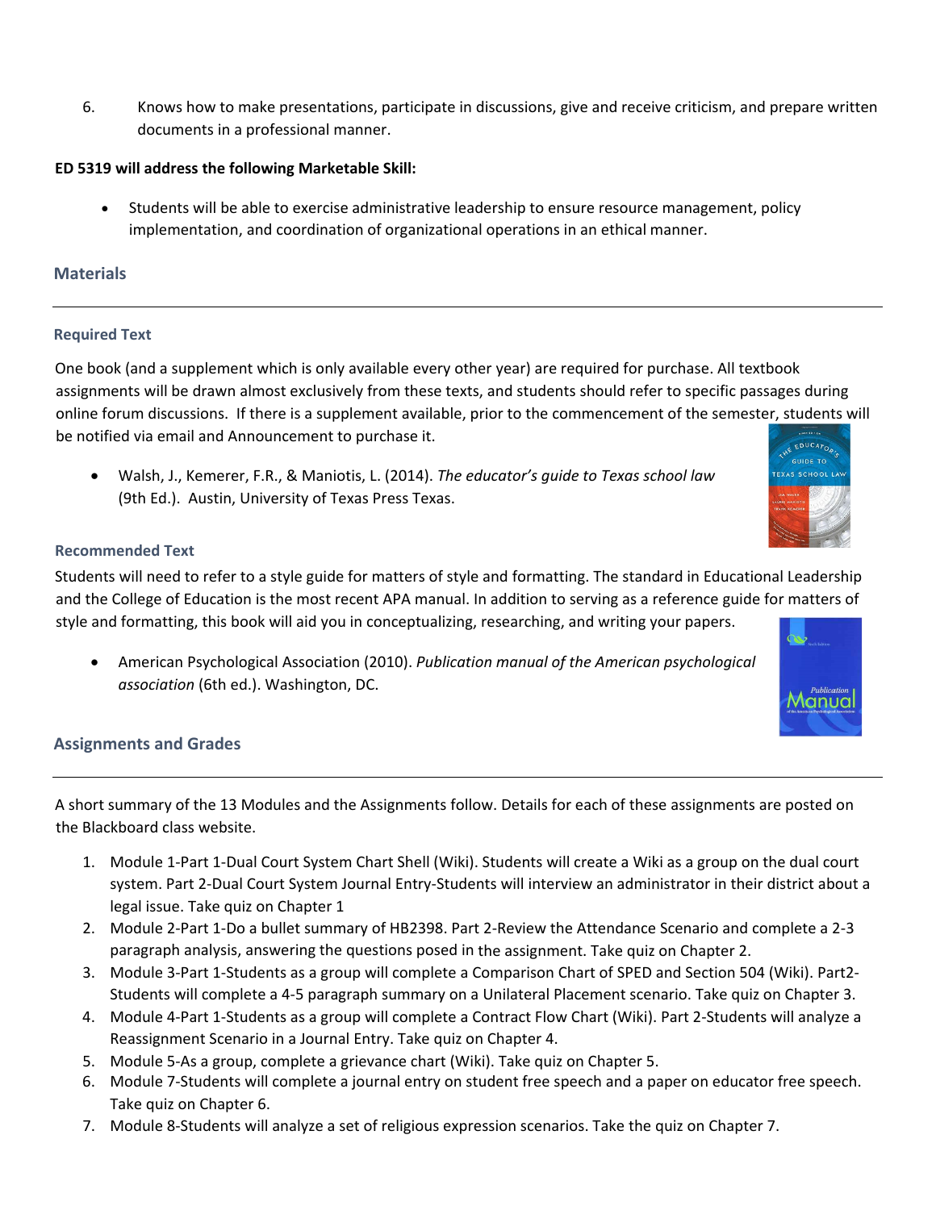6. Knows how to make presentations, participate in discussions, give and receive criticism, and prepare written documents in a professional manner.

**ED 5319 will address the following Marketable Skill:**

- Students will be able to exercise administrative leadership to ensure resource management, policy implementation, and coordination of organizational operations in an ethical manner.

## Materials

### Required Text

One book (and a supplement which is only available every other year) are required for purchase. All textbook assignments will be drawn almost exclusively from these texts, and students should refer to specific passages during online forum discussions. If there is a supplement available, prior to the commencement of the semester, students will be notified via email and Announcement to purchase it.

- Walsh, J., Kemerer, F.R., & Maniotis, L. (2014). *The educator's guide to Texas school law* (9th Ed.). Austin, University of Texas Press Texas.

### Recommended Text

Students will need to refer to a style guide for matters of style and formatting. The standard in Educational Leadership and the College of Education is the most recent APA manual. In addition to serving as a reference guide for matters of style and formatting, this book will aid you in conceptualizing, researching, and writing your papers.

- American Psychological Association (2010). *Publication manual of the American psychological association* (6th ed.). Washington, DC.

## Assignments and Grades

A short summary of the 13 Modules and the Assignments follow. Details for each of these assignments are posted on the Blackboard class website.

1. Module 1-Part 1-Dual Court System Chart Shell (Wiki). Students will create a Wiki as a group on the dual court system. Part 2-Dual Court System Journal Entry-Students will interview an administrator in their district about a legal issue. Take quiz on Chapter 1
2. Module 2-Part 1-Do a bullet summary of HB2398. Part 2-Review the Attendance Scenario and complete a 2-3 paragraph analysis, answering the questions posed in the assignment. Take quiz on Chapter 2.
3. Module 3-Part 1-Students as a group will complete a Comparison Chart of SPED and Section 504 (Wiki). Part2-Students will complete a 4-5 paragraph summary on a Unilateral Placement scenario. Take quiz on Chapter 3.
4. Module 4-Part 1-Students as a group will complete a Contract Flow Chart (Wiki). Part 2-Students will analyze a Reassignment Scenario in a Journal Entry. Take quiz on Chapter 4.
5. Module 5-As a group, complete a grievance chart (Wiki). Take quiz on Chapter 5.
6. Module 7-Students will complete a journal entry on student free speech and a paper on educator free speech. Take quiz on Chapter 6.
7. Module 8-Students will analyze a set of religious expression scenarios. Take the quiz on Chapter 7.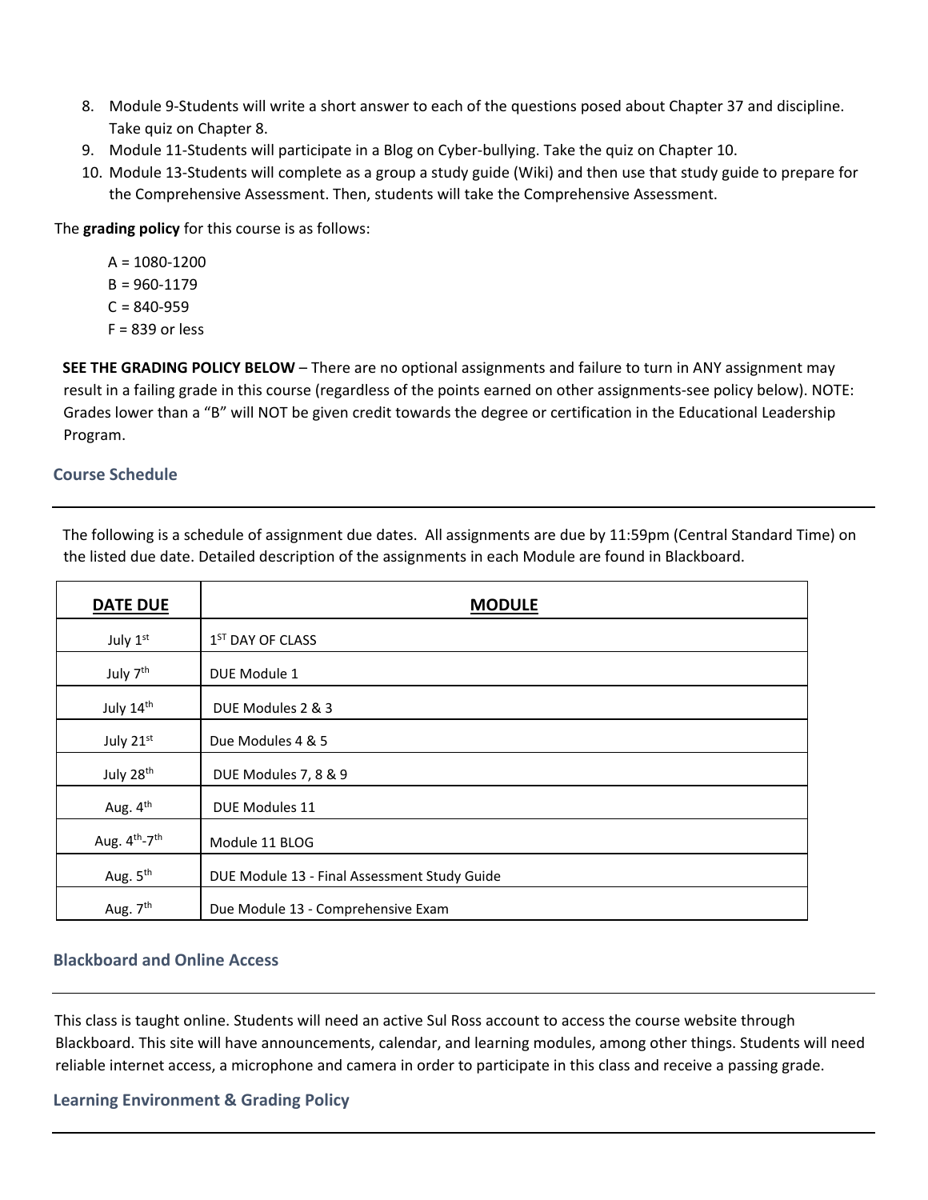8. Module 9-Students will write a short answer to each of the questions posed about Chapter 37 and discipline. Take quiz on Chapter 8.
9. Module 11-Students will participate in a Blog on Cyber-bullying. Take the quiz on Chapter 10.
10. Module 13-Students will complete as a group a study guide (Wiki) and then use that study guide to prepare for the Comprehensive Assessment. Then, students will take the Comprehensive Assessment.

The **grading policy** for this course is as follows:

A = 1080-1200
B = 960-1179
C = 840-959
F = 839 or less

**SEE THE GRADING POLICY BELOW** – There are no optional assignments and failure to turn in ANY assignment may result in a failing grade in this course (regardless of the points earned on other assignments-see policy below). NOTE: Grades lower than a "B" will NOT be given credit towards the degree or certification in the Educational Leadership Program.

## Course Schedule

The following is a schedule of assignment due dates. All assignments are due by 11:59pm (Central Standard Time) on the listed due date. Detailed description of the assignments in each Module are found in Blackboard.

| DATE DUE | MODULE |
|---|---|
| July 1st | 1ST DAY OF CLASS |
| July 7th | DUE Module 1 |
| July 14th | DUE Modules 2 & 3 |
| July 21st | Due Modules 4 & 5 |
| July 28th | DUE Modules 7, 8 & 9 |
| Aug. 4th | DUE Modules 11 |
| Aug. 4th-7th | Module 11 BLOG |
| Aug. 5th | DUE Module 13 - Final Assessment Study Guide |
| Aug. 7th | Due Module 13 - Comprehensive Exam |

## Blackboard and Online Access

This class is taught online. Students will need an active Sul Ross account to access the course website through Blackboard. This site will have announcements, calendar, and learning modules, among other things. Students will need reliable internet access, a microphone and camera in order to participate in this class and receive a passing grade.

## Learning Environment & Grading Policy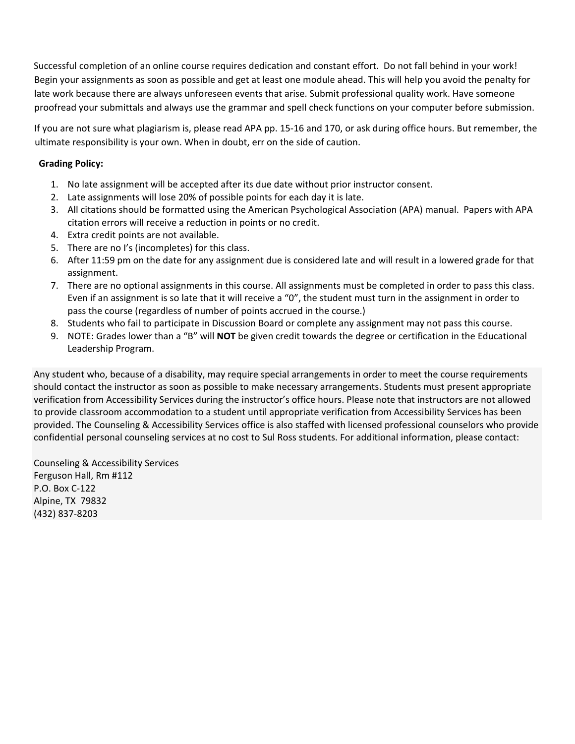Successful completion of an online course requires dedication and constant effort. Do not fall behind in your work! Begin your assignments as soon as possible and get at least one module ahead. This will help you avoid the penalty for late work because there are always unforeseen events that arise. Submit professional quality work. Have someone proofread your submittals and always use the grammar and spell check functions on your computer before submission.

If you are not sure what plagiarism is, please read APA pp. 15-16 and 170, or ask during office hours. But remember, the ultimate responsibility is your own. When in doubt, err on the side of caution.

**Grading Policy:**

1. No late assignment will be accepted after its due date without prior instructor consent.
2. Late assignments will lose 20% of possible points for each day it is late.
3. All citations should be formatted using the American Psychological Association (APA) manual. Papers with APA citation errors will receive a reduction in points or no credit.
4. Extra credit points are not available.
5. There are no I's (incompletes) for this class.
6. After 11:59 pm on the date for any assignment due is considered late and will result in a lowered grade for that assignment.
7. There are no optional assignments in this course. All assignments must be completed in order to pass this class. Even if an assignment is so late that it will receive a "0", the student must turn in the assignment in order to pass the course (regardless of number of points accrued in the course.)
8. Students who fail to participate in Discussion Board or complete any assignment may not pass this course.
9. NOTE: Grades lower than a "B" will **NOT** be given credit towards the degree or certification in the Educational Leadership Program.

Any student who, because of a disability, may require special arrangements in order to meet the course requirements should contact the instructor as soon as possible to make necessary arrangements. Students must present appropriate verification from Accessibility Services during the instructor's office hours. Please note that instructors are not allowed to provide classroom accommodation to a student until appropriate verification from Accessibility Services has been provided. The Counseling & Accessibility Services office is also staffed with licensed professional counselors who provide confidential personal counseling services at no cost to Sul Ross students. For additional information, please contact:

Counseling & Accessibility Services
Ferguson Hall, Rm #112
P.O. Box C-122
Alpine, TX 79832
(432) 837-8203